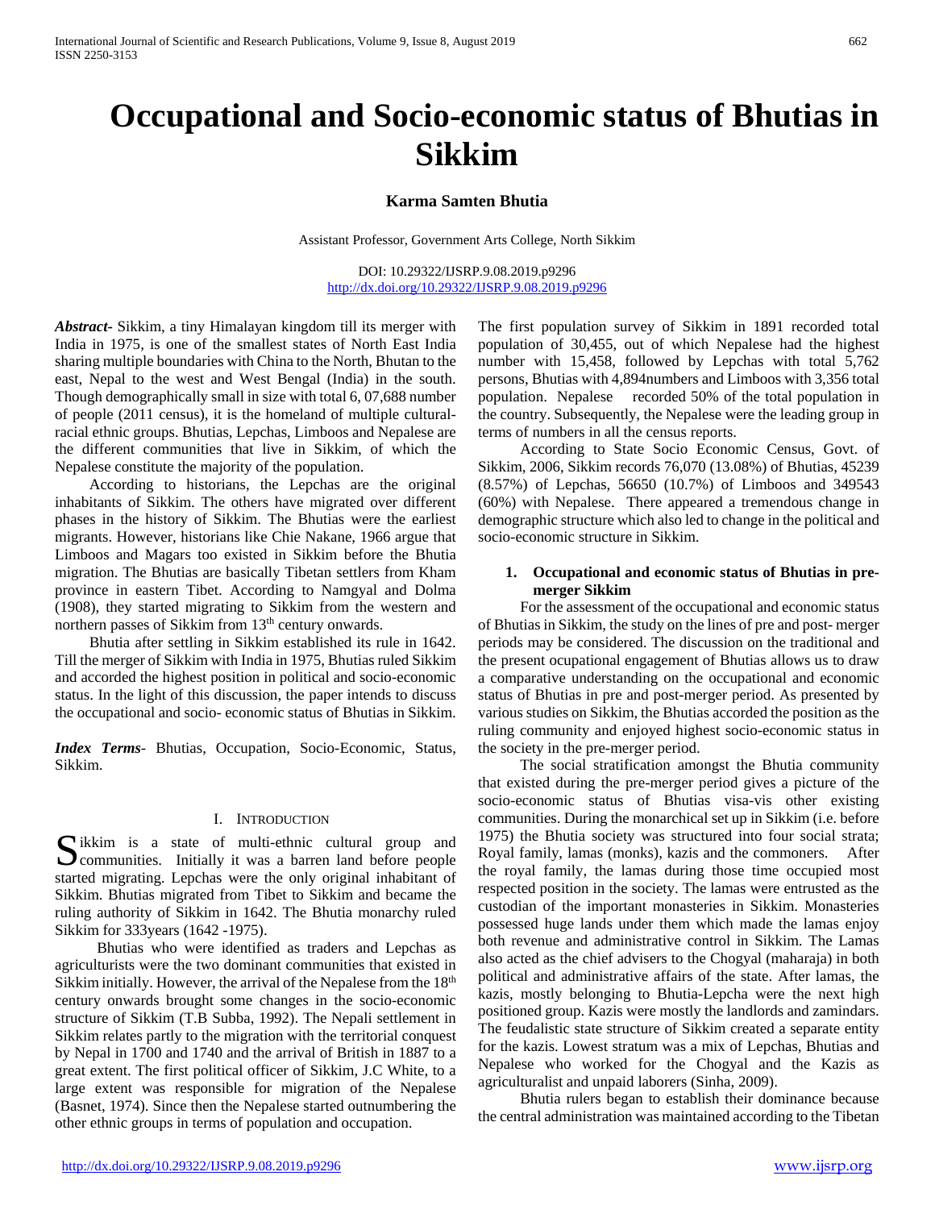# Occupational and Socio-economic status of Bhutias in Sikkim

**Karma Samten Bhutia**

Assistant Professor, Government Arts College, North Sikkim

DOI: 10.29322/IJSRP.9.08.2019.p9296
http://dx.doi.org/10.29322/IJSRP.9.08.2019.p9296

***Abstract***- Sikkim, a tiny Himalayan kingdom till its merger with India in 1975, is one of the smallest states of North East India sharing multiple boundaries with China to the North, Bhutan to the east, Nepal to the west and West Bengal (India) in the south. Though demographically small in size with total 6, 07,688 number of people (2011 census), it is the homeland of multiple cultural-racial ethnic groups. Bhutias, Lepchas, Limboos and Nepalese are the different communities that live in Sikkim, of which the Nepalese constitute the majority of the population.

According to historians, the Lepchas are the original inhabitants of Sikkim. The others have migrated over different phases in the history of Sikkim. The Bhutias were the earliest migrants. However, historians like Chie Nakane, 1966 argue that Limboos and Magars too existed in Sikkim before the Bhutia migration. The Bhutias are basically Tibetan settlers from Kham province in eastern Tibet. According to Namgyal and Dolma (1908), they started migrating to Sikkim from the western and northern passes of Sikkim from 13th century onwards.

Bhutia after settling in Sikkim established its rule in 1642. Till the merger of Sikkim with India in 1975, Bhutias ruled Sikkim and accorded the highest position in political and socio-economic status. In the light of this discussion, the paper intends to discuss the occupational and socio- economic status of Bhutias in Sikkim.

***Index Terms***- Bhutias, Occupation, Socio-Economic, Status, Sikkim.

## I. Introduction

Sikkim is a state of multi-ethnic cultural group and communities. Initially it was a barren land before people started migrating. Lepchas were the only original inhabitant of Sikkim. Bhutias migrated from Tibet to Sikkim and became the ruling authority of Sikkim in 1642. The Bhutia monarchy ruled Sikkim for 333years (1642 -1975).

Bhutias who were identified as traders and Lepchas as agriculturists were the two dominant communities that existed in Sikkim initially. However, the arrival of the Nepalese from the 18th century onwards brought some changes in the socio-economic structure of Sikkim (T.B Subba, 1992). The Nepali settlement in Sikkim relates partly to the migration with the territorial conquest by Nepal in 1700 and 1740 and the arrival of British in 1887 to a great extent. The first political officer of Sikkim, J.C White, to a large extent was responsible for migration of the Nepalese (Basnet, 1974). Since then the Nepalese started outnumbering the other ethnic groups in terms of population and occupation.

The first population survey of Sikkim in 1891 recorded total population of 30,455, out of which Nepalese had the highest number with 15,458, followed by Lepchas with total 5,762 persons, Bhutias with 4,894numbers and Limboos with 3,356 total population. Nepalese recorded 50% of the total population in the country. Subsequently, the Nepalese were the leading group in terms of numbers in all the census reports.

According to State Socio Economic Census, Govt. of Sikkim, 2006, Sikkim records 76,070 (13.08%) of Bhutias, 45239 (8.57%) of Lepchas, 56650 (10.7%) of Limboos and 349543 (60%) with Nepalese. There appeared a tremendous change in demographic structure which also led to change in the political and socio-economic structure in Sikkim.

### 1. Occupational and economic status of Bhutias in pre-merger Sikkim

For the assessment of the occupational and economic status of Bhutias in Sikkim, the study on the lines of pre and post- merger periods may be considered. The discussion on the traditional and the present occupational engagement of Bhutias allows us to draw a comparative understanding on the occupational and economic status of Bhutias in pre and post-merger period. As presented by various studies on Sikkim, the Bhutias accorded the position as the ruling community and enjoyed highest socio-economic status in the society in the pre-merger period.

The social stratification amongst the Bhutia community that existed during the pre-merger period gives a picture of the socio-economic status of Bhutias visa-vis other existing communities. During the monarchical set up in Sikkim (i.e. before 1975) the Bhutia society was structured into four social strata; Royal family, lamas (monks), kazis and the commoners. After the royal family, the lamas during those time occupied most respected position in the society. The lamas were entrusted as the custodian of the important monasteries in Sikkim. Monasteries possessed huge lands under them which made the lamas enjoy both revenue and administrative control in Sikkim. The Lamas also acted as the chief advisers to the Chogyal (maharaja) in both political and administrative affairs of the state. After lamas, the kazis, mostly belonging to Bhutia-Lepcha were the next high positioned group. Kazis were mostly the landlords and zamindars. The feudalistic state structure of Sikkim created a separate entity for the kazis. Lowest stratum was a mix of Lepchas, Bhutias and Nepalese who worked for the Chogyal and the Kazis as agriculturalist and unpaid laborers (Sinha, 2009).

Bhutia rulers began to establish their dominance because the central administration was maintained according to the Tibetan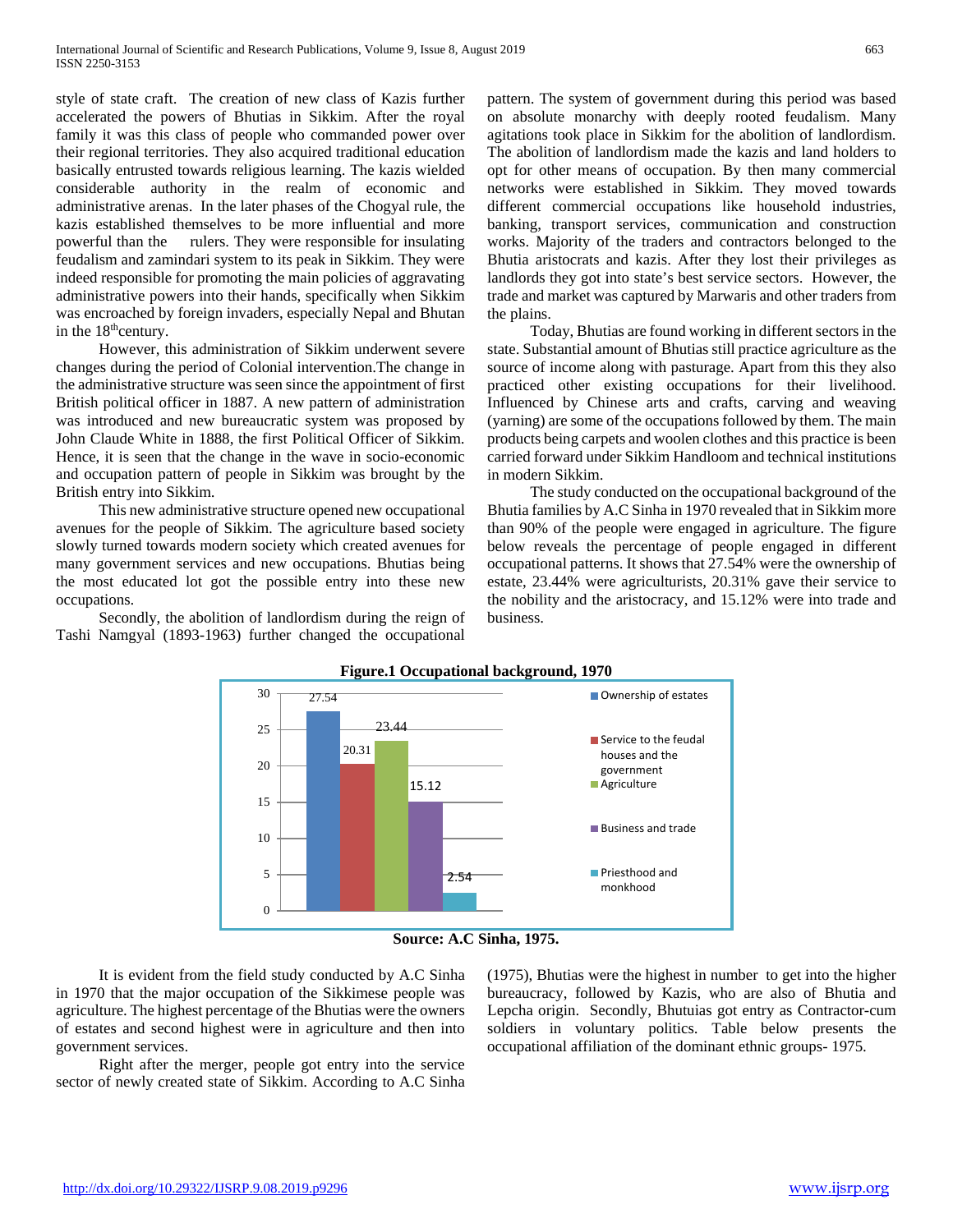style of state craft. The creation of new class of Kazis further accelerated the powers of Bhutias in Sikkim. After the royal family it was this class of people who commanded power over their regional territories. They also acquired traditional education basically entrusted towards religious learning. The kazis wielded considerable authority in the realm of economic and administrative arenas. In the later phases of the Chogyal rule, the kazis established themselves to be more influential and more powerful than the rulers. They were responsible for insulating feudalism and zamindari system to its peak in Sikkim. They were indeed responsible for promoting the main policies of aggravating administrative powers into their hands, specifically when Sikkim was encroached by foreign invaders, especially Nepal and Bhutan in the 18th century.

However, this administration of Sikkim underwent severe changes during the period of Colonial intervention.The change in the administrative structure was seen since the appointment of first British political officer in 1887. A new pattern of administration was introduced and new bureaucratic system was proposed by John Claude White in 1888, the first Political Officer of Sikkim. Hence, it is seen that the change in the wave in socio-economic and occupation pattern of people in Sikkim was brought by the British entry into Sikkim.

This new administrative structure opened new occupational avenues for the people of Sikkim. The agriculture based society slowly turned towards modern society which created avenues for many government services and new occupations. Bhutias being the most educated lot got the possible entry into these new occupations.

Secondly, the abolition of landlordism during the reign of Tashi Namgyal (1893-1963) further changed the occupational pattern. The system of government during this period was based on absolute monarchy with deeply rooted feudalism. Many agitations took place in Sikkim for the abolition of landlordism. The abolition of landlordism made the kazis and land holders to opt for other means of occupation. By then many commercial networks were established in Sikkim. They moved towards different commercial occupations like household industries, banking, transport services, communication and construction works. Majority of the traders and contractors belonged to the Bhutia aristocrats and kazis. After they lost their privileges as landlords they got into state's best service sectors. However, the trade and market was captured by Marwaris and other traders from the plains.

Today, Bhutias are found working in different sectors in the state. Substantial amount of Bhutias still practice agriculture as the source of income along with pasturage. Apart from this they also practiced other existing occupations for their livelihood. Influenced by Chinese arts and crafts, carving and weaving (yarning) are some of the occupations followed by them. The main products being carpets and woolen clothes and this practice is been carried forward under Sikkim Handloom and technical institutions in modern Sikkim.

The study conducted on the occupational background of the Bhutia families by A.C Sinha in 1970 revealed that in Sikkim more than 90% of the people were engaged in agriculture. The figure below reveals the percentage of people engaged in different occupational patterns. It shows that 27.54% were the ownership of estate, 23.44% were agriculturists, 20.31% gave their service to the nobility and the aristocracy, and 15.12% were into trade and business.

**Figure.1 Occupational background, 1970**

| Occupation | Percentage |
|---|---|
| Ownership of estates | 27.54 |
| Service to the feudal houses and the government | 20.31 |
| Agriculture | 23.44 |
| Business and trade | 15.12 |
| Priesthood and monkhood | 2.54 |

**Source: A.C Sinha, 1975.**

It is evident from the field study conducted by A.C Sinha in 1970 that the major occupation of the Sikkimese people was agriculture. The highest percentage of the Bhutias were the owners of estates and second highest were in agriculture and then into government services.

Right after the merger, people got entry into the service sector of newly created state of Sikkim. According to A.C Sinha (1975), Bhutias were the highest in number to get into the higher bureaucracy, followed by Kazis, who are also of Bhutia and Lepcha origin. Secondly, Bhutuias got entry as Contractor-cum soldiers in voluntary politics. Table below presents the occupational affiliation of the dominant ethnic groups- 1975.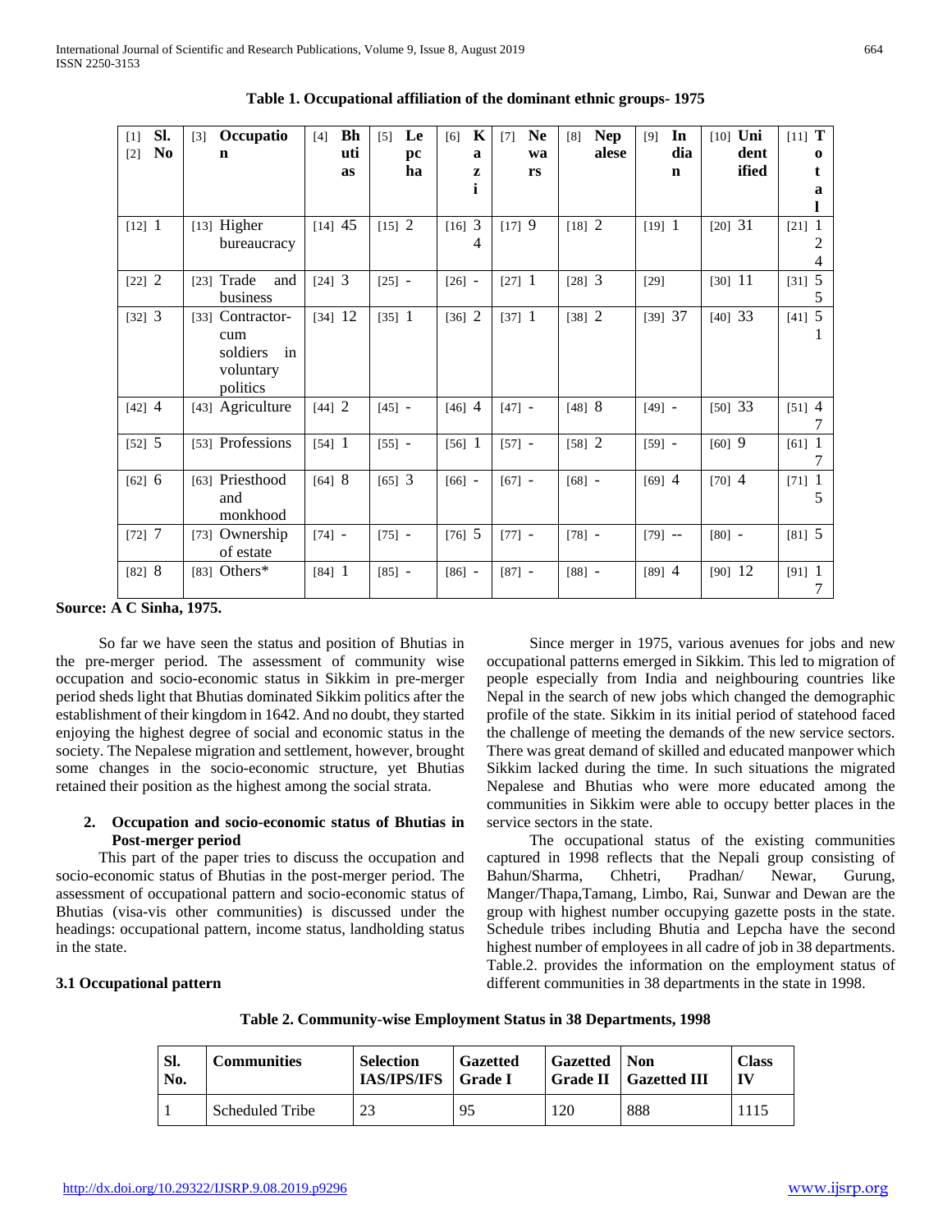**Table 1. Occupational affiliation of the dominant ethnic groups- 1975**

| Sl. No | Occupation | Bhutias | Lepcha | Kazi | Newars | Nepalese | Indian | Unidentified | Total |
|---|---|---|---|---|---|---|---|---|---|
| 1 | Higher bureaucracy | 45 | 2 | 34 | 9 | 2 | 1 | 31 | 124 |
| 2 | Trade and business | 3 | - | - | 1 | 3 | | 11 | 55 |
| 3 | Contractor-cum soldiers in voluntary politics | 12 | 1 | 2 | 1 | 2 | 37 | 33 | 51 |
| 4 | Agriculture | 2 | - | 4 | - | 8 | - | 33 | 47 |
| 5 | Professions | 1 | - | 1 | - | 2 | - | 9 | 17 |
| 6 | Priesthood and monkhood | 8 | 3 | - | - | - | 4 | 4 | 15 |
| 7 | Ownership of estate | - | - | 5 | - | - | -- | - | 5 |
| 8 | Others* | 1 | - | - | - | - | 4 | 12 | 17 |

**Source: A C Sinha, 1975.**

So far we have seen the status and position of Bhutias in the pre-merger period. The assessment of community wise occupation and socio-economic status in Sikkim in pre-merger period sheds light that Bhutias dominated Sikkim politics after the establishment of their kingdom in 1642. And no doubt, they started enjoying the highest degree of social and economic status in the society. The Nepalese migration and settlement, however, brought some changes in the socio-economic structure, yet Bhutias retained their position as the highest among the social strata.

## 2. Occupation and socio-economic status of Bhutias in Post-merger period

This part of the paper tries to discuss the occupation and socio-economic status of Bhutias in the post-merger period. The assessment of occupational pattern and socio-economic status of Bhutias (visa-vis other communities) is discussed under the headings: occupational pattern, income status, landholding status in the state.

### 3.1 Occupational pattern

Since merger in 1975, various avenues for jobs and new occupational patterns emerged in Sikkim. This led to migration of people especially from India and neighbouring countries like Nepal in the search of new jobs which changed the demographic profile of the state. Sikkim in its initial period of statehood faced the challenge of meeting the demands of the new service sectors. There was great demand of skilled and educated manpower which Sikkim lacked during the time. In such situations the migrated Nepalese and Bhutias who were more educated among the communities in Sikkim were able to occupy better places in the service sectors in the state.

The occupational status of the existing communities captured in 1998 reflects that the Nepali group consisting of Bahun/Sharma, Chhetri, Pradhan/ Newar, Gurung, Manger/Thapa,Tamang, Limbo, Rai, Sunwar and Dewan are the group with highest number occupying gazette posts in the state. Schedule tribes including Bhutia and Lepcha have the second highest number of employees in all cadre of job in 38 departments. Table.2. provides the information on the employment status of different communities in 38 departments in the state in 1998.

**Table 2. Community-wise Employment Status in 38 Departments, 1998**

| Sl. No. | Communities | Selection IAS/IPS/IFS | Gazetted Grade I | Gazetted Grade II | Non Gazetted III | Class IV |
|---|---|---|---|---|---|---|
| 1 | Scheduled Tribe | 23 | 95 | 120 | 888 | 1115 |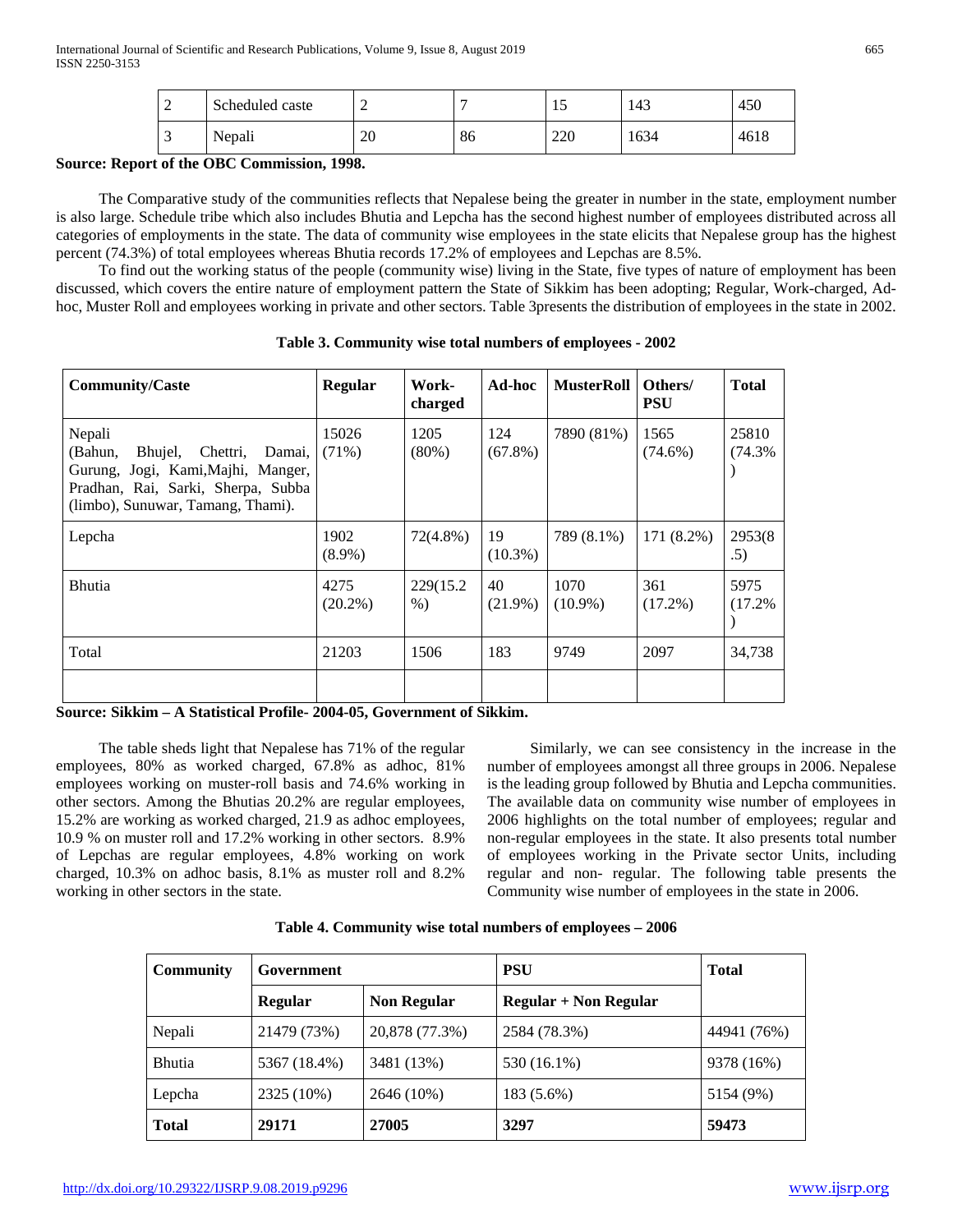| 2 | Scheduled caste | 2 | 7 | 15 | 143 | 450 |
|---|---|---|---|---|---|---|
| 3 | Nepali | 20 | 86 | 220 | 1634 | 4618 |

**Source: Report of the OBC Commission, 1998.**

The Comparative study of the communities reflects that Nepalese being the greater in number in the state, employment number is also large. Schedule tribe which also includes Bhutia and Lepcha has the second highest number of employees distributed across all categories of employments in the state. The data of community wise employees in the state elicits that Nepalese group has the highest percent (74.3%) of total employees whereas Bhutia records 17.2% of employees and Lepchas are 8.5%.

To find out the working status of the people (community wise) living in the State, five types of nature of employment has been discussed, which covers the entire nature of employment pattern the State of Sikkim has been adopting; Regular, Work-charged, Ad-hoc, Muster Roll and employees working in private and other sectors. Table 3presents the distribution of employees in the state in 2002.

**Table 3. Community wise total numbers of employees - 2002**

| Community/Caste | Regular | Work-charged | Ad-hoc | MusterRoll | Others/ PSU | Total |
|---|---|---|---|---|---|---|
| Nepali (Bahun, Bhujel, Chettri, Damai, Gurung, Jogi, Kami,Majhi, Manger, Pradhan, Rai, Sarki, Sherpa, Subba (limbo), Sunuwar, Tamang, Thami). | 15026 (71%) | 1205 (80%) | 124 (67.8%) | 7890 (81%) | 1565 (74.6%) | 25810 (74.3%) |
| Lepcha | 1902 (8.9%) | 72(4.8%) | 19 (10.3%) | 789 (8.1%) | 171 (8.2%) | 2953(8.5) |
| Bhutia | 4275 (20.2%) | 229(15.2%) | 40 (21.9%) | 1070 (10.9%) | 361 (17.2%) | 5975 (17.2%) |
| Total | 21203 | 1506 | 183 | 9749 | 2097 | 34,738 |
| | | | | | | |

**Source: Sikkim – A Statistical Profile- 2004-05, Government of Sikkim.**

The table sheds light that Nepalese has 71% of the regular employees, 80% as worked charged, 67.8% as adhoc, 81% employees working on muster-roll basis and 74.6% working in other sectors. Among the Bhutias 20.2% are regular employees, 15.2% are working as worked charged, 21.9 as adhoc employees, 10.9 % on muster roll and 17.2% working in other sectors. 8.9% of Lepchas are regular employees, 4.8% working on work charged, 10.3% on adhoc basis, 8.1% as muster roll and 8.2% working in other sectors in the state.

Similarly, we can see consistency in the increase in the number of employees amongst all three groups in 2006. Nepalese is the leading group followed by Bhutia and Lepcha communities. The available data on community wise number of employees in 2006 highlights on the total number of employees; regular and non-regular employees in the state. It also presents total number of employees working in the Private sector Units, including regular and non- regular. The following table presents the Community wise number of employees in the state in 2006.

**Table 4. Community wise total numbers of employees – 2006**

| Community | Government | | PSU | Total |
|---|---|---|---|---|
| | Regular | Non Regular | Regular + Non Regular | |
| Nepali | 21479 (73%) | 20,878 (77.3%) | 2584 (78.3%) | 44941 (76%) |
| Bhutia | 5367 (18.4%) | 3481 (13%) | 530 (16.1%) | 9378 (16%) |
| Lepcha | 2325 (10%) | 2646 (10%) | 183 (5.6%) | 5154 (9%) |
| **Total** | **29171** | **27005** | **3297** | **59473** |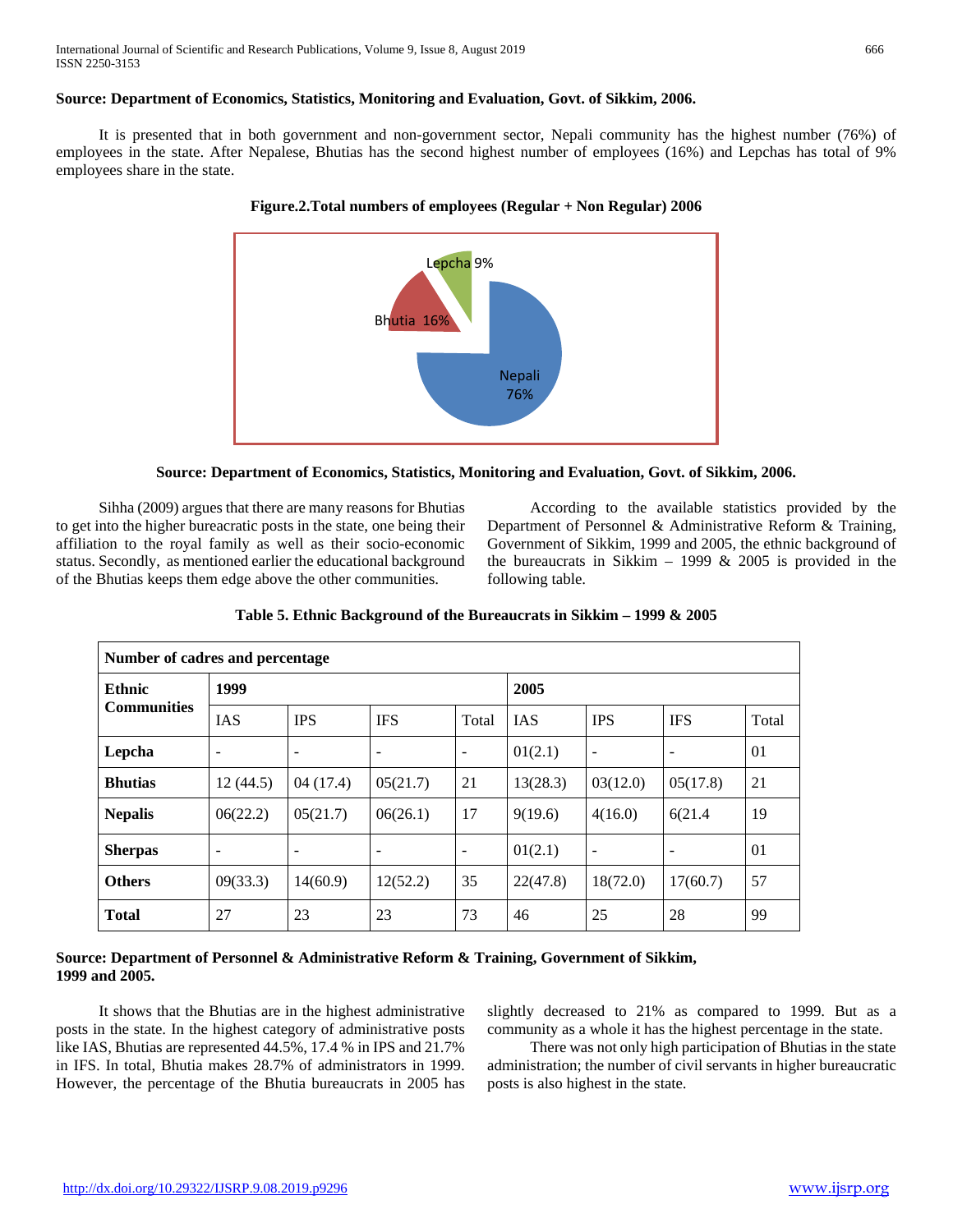**Source: Department of Economics, Statistics, Monitoring and Evaluation, Govt. of Sikkim, 2006.**

It is presented that in both government and non-government sector, Nepali community has the highest number (76%) of employees in the state. After Nepalese, Bhutias has the second highest number of employees (16%) and Lepchas has total of 9% employees share in the state.

**Figure.2.Total numbers of employees (Regular + Non Regular) 2006**

**Source: Department of Economics, Statistics, Monitoring and Evaluation, Govt. of Sikkim, 2006.**

Sihha (2009) argues that there are many reasons for Bhutias to get into the higher bureacratic posts in the state, one being their affiliation to the royal family as well as their socio-economic status. Secondly, as mentioned earlier the educational background of the Bhutias keeps them edge above the other communities.

According to the available statistics provided by the Department of Personnel & Administrative Reform & Training, Government of Sikkim, 1999 and 2005, the ethnic background of the bureaucrats in Sikkim – 1999 & 2005 is provided in the following table.

**Table 5. Ethnic Background of the Bureaucrats in Sikkim – 1999 & 2005**

| **Number of cadres and percentage** | | | | | | | | |
|---|---|---|---|---|---|---|---|---|
| **Ethnic Communities** | **1999** | | | | **2005** | | | |
| | IAS | IPS | IFS | Total | IAS | IPS | IFS | Total |
| **Lepcha** | - | - | - | - | 01(2.1) | - | - | 01 |
| **Bhutias** | 12 (44.5) | 04 (17.4) | 05(21.7) | 21 | 13(28.3) | 03(12.0) | 05(17.8) | 21 |
| **Nepalis** | 06(22.2) | 05(21.7) | 06(26.1) | 17 | 9(19.6) | 4(16.0) | 6(21.4 | 19 |
| **Sherpas** | - | - | - | - | 01(2.1) | - | - | 01 |
| **Others** | 09(33.3) | 14(60.9) | 12(52.2) | 35 | 22(47.8) | 18(72.0) | 17(60.7) | 57 |
| **Total** | 27 | 23 | 23 | 73 | 46 | 25 | 28 | 99 |

**Source: Department of Personnel & Administrative Reform & Training, Government of Sikkim, 1999 and 2005.**

It shows that the Bhutias are in the highest administrative posts in the state. In the highest category of administrative posts like IAS, Bhutias are represented 44.5%, 17.4 % in IPS and 21.7% in IFS. In total, Bhutia makes 28.7% of administrators in 1999. However, the percentage of the Bhutia bureaucrats in 2005 has slightly decreased to 21% as compared to 1999. But as a community as a whole it has the highest percentage in the state.

There was not only high participation of Bhutias in the state administration; the number of civil servants in higher bureaucratic posts is also highest in the state.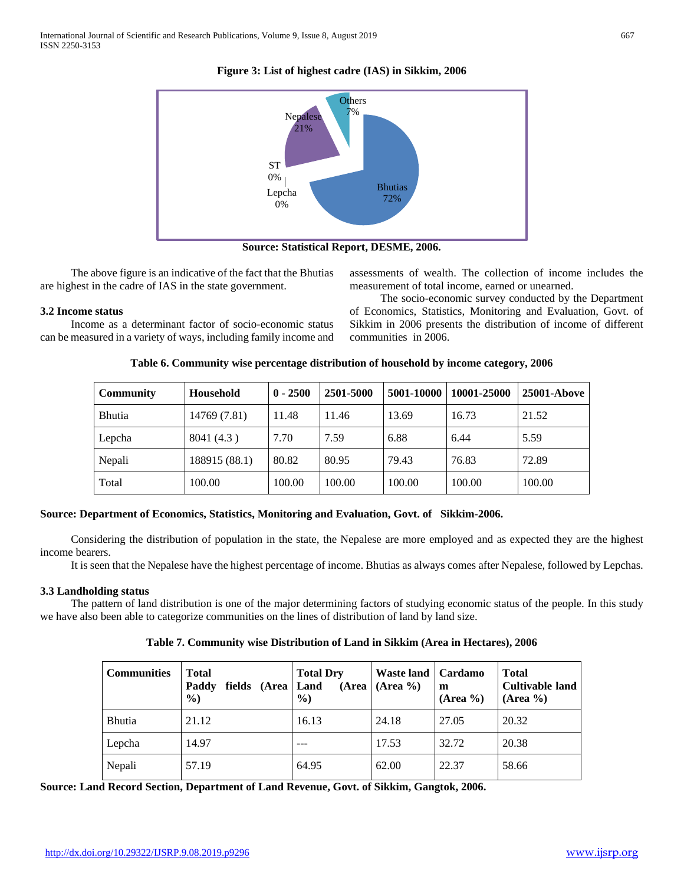**Figure 3: List of highest cadre (IAS) in Sikkim, 2006**

**Source: Statistical Report, DESME, 2006.**

The above figure is an indicative of the fact that the Bhutias are highest in the cadre of IAS in the state government.

### 3.2 Income status

Income as a determinant factor of socio-economic status can be measured in a variety of ways, including family income and assessments of wealth. The collection of income includes the measurement of total income, earned or unearned.

The socio-economic survey conducted by the Department of Economics, Statistics, Monitoring and Evaluation, Govt. of Sikkim in 2006 presents the distribution of income of different communities in 2006.

**Table 6. Community wise percentage distribution of household by income category, 2006**

| Community | Household | 0 - 2500 | 2501-5000 | 5001-10000 | 10001-25000 | 25001-Above |
|---|---|---|---|---|---|---|
| Bhutia | 14769 (7.81) | 11.48 | 11.46 | 13.69 | 16.73 | 21.52 |
| Lepcha | 8041 (4.3 ) | 7.70 | 7.59 | 6.88 | 6.44 | 5.59 |
| Nepali | 188915 (88.1) | 80.82 | 80.95 | 79.43 | 76.83 | 72.89 |
| Total | 100.00 | 100.00 | 100.00 | 100.00 | 100.00 | 100.00 |

**Source: Department of Economics, Statistics, Monitoring and Evaluation, Govt. of Sikkim-2006.**

Considering the distribution of population in the state, the Nepalese are more employed and as expected they are the highest income bearers.

It is seen that the Nepalese have the highest percentage of income. Bhutias as always comes after Nepalese, followed by Lepchas.

### 3.3 Landholding status

The pattern of land distribution is one of the major determining factors of studying economic status of the people. In this study we have also been able to categorize communities on the lines of distribution of land by land size.

**Table 7. Community wise Distribution of Land in Sikkim (Area in Hectares), 2006**

| Communities | Total Paddy fields (Area %) | Total Dry Land (Area %) | Waste land (Area %) | Cardamom (Area %) | Total Cultivable land (Area %) |
|---|---|---|---|---|---|
| Bhutia | 21.12 | 16.13 | 24.18 | 27.05 | 20.32 |
| Lepcha | 14.97 | --- | 17.53 | 32.72 | 20.38 |
| Nepali | 57.19 | 64.95 | 62.00 | 22.37 | 58.66 |

**Source: Land Record Section, Department of Land Revenue, Govt. of Sikkim, Gangtok, 2006.**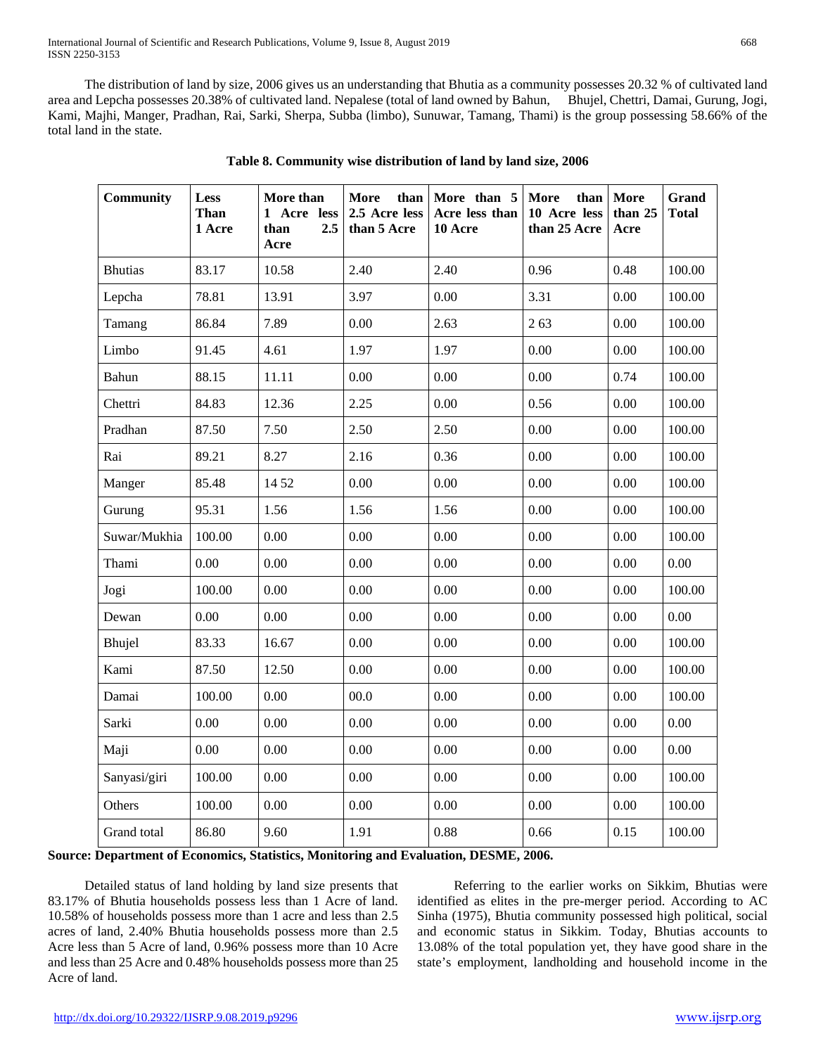The distribution of land by size, 2006 gives us an understanding that Bhutia as a community possesses 20.32 % of cultivated land area and Lepcha possesses 20.38% of cultivated land. Nepalese (total of land owned by Bahun, Bhujel, Chettri, Damai, Gurung, Jogi, Kami, Majhi, Manger, Pradhan, Rai, Sarki, Sherpa, Subba (limbo), Sunuwar, Tamang, Thami) is the group possessing 58.66% of the total land in the state.

**Table 8. Community wise distribution of land by land size, 2006**

| Community | Less Than 1 Acre | More than 1 Acre less than 2.5 Acre | More than 2.5 Acre less than 5 Acre | More than 5 Acre less than 10 Acre | More than 10 Acre less than 25 Acre | More than 25 Acre | Grand Total |
|---|---|---|---|---|---|---|---|
| Bhutias | 83.17 | 10.58 | 2.40 | 2.40 | 0.96 | 0.48 | 100.00 |
| Lepcha | 78.81 | 13.91 | 3.97 | 0.00 | 3.31 | 0.00 | 100.00 |
| Tamang | 86.84 | 7.89 | 0.00 | 2.63 | 2 63 | 0.00 | 100.00 |
| Limbo | 91.45 | 4.61 | 1.97 | 1.97 | 0.00 | 0.00 | 100.00 |
| Bahun | 88.15 | 11.11 | 0.00 | 0.00 | 0.00 | 0.74 | 100.00 |
| Chettri | 84.83 | 12.36 | 2.25 | 0.00 | 0.56 | 0.00 | 100.00 |
| Pradhan | 87.50 | 7.50 | 2.50 | 2.50 | 0.00 | 0.00 | 100.00 |
| Rai | 89.21 | 8.27 | 2.16 | 0.36 | 0.00 | 0.00 | 100.00 |
| Manger | 85.48 | 14 52 | 0.00 | 0.00 | 0.00 | 0.00 | 100.00 |
| Gurung | 95.31 | 1.56 | 1.56 | 1.56 | 0.00 | 0.00 | 100.00 |
| Suwar/Mukhia | 100.00 | 0.00 | 0.00 | 0.00 | 0.00 | 0.00 | 100.00 |
| Thami | 0.00 | 0.00 | 0.00 | 0.00 | 0.00 | 0.00 | 0.00 |
| Jogi | 100.00 | 0.00 | 0.00 | 0.00 | 0.00 | 0.00 | 100.00 |
| Dewan | 0.00 | 0.00 | 0.00 | 0.00 | 0.00 | 0.00 | 0.00 |
| Bhujel | 83.33 | 16.67 | 0.00 | 0.00 | 0.00 | 0.00 | 100.00 |
| Kami | 87.50 | 12.50 | 0.00 | 0.00 | 0.00 | 0.00 | 100.00 |
| Damai | 100.00 | 0.00 | 00.0 | 0.00 | 0.00 | 0.00 | 100.00 |
| Sarki | 0.00 | 0.00 | 0.00 | 0.00 | 0.00 | 0.00 | 0.00 |
| Maji | 0.00 | 0.00 | 0.00 | 0.00 | 0.00 | 0.00 | 0.00 |
| Sanyasi/giri | 100.00 | 0.00 | 0.00 | 0.00 | 0.00 | 0.00 | 100.00 |
| Others | 100.00 | 0.00 | 0.00 | 0.00 | 0.00 | 0.00 | 100.00 |
| Grand total | 86.80 | 9.60 | 1.91 | 0.88 | 0.66 | 0.15 | 100.00 |

**Source: Department of Economics, Statistics, Monitoring and Evaluation, DESME, 2006.**

Detailed status of land holding by land size presents that 83.17% of Bhutia households possess less than 1 Acre of land. 10.58% of households possess more than 1 acre and less than 2.5 acres of land, 2.40% Bhutia households possess more than 2.5 Acre less than 5 Acre of land, 0.96% possess more than 10 Acre and less than 25 Acre and 0.48% households possess more than 25 Acre of land.

Referring to the earlier works on Sikkim, Bhutias were identified as elites in the pre-merger period. According to AC Sinha (1975), Bhutia community possessed high political, social and economic status in Sikkim. Today, Bhutias accounts to 13.08% of the total population yet, they have good share in the state's employment, landholding and household income in the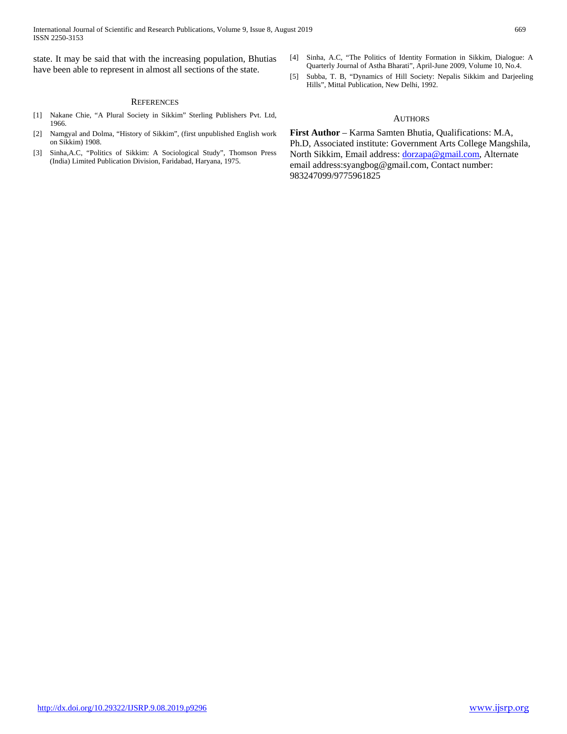state. It may be said that with the increasing population, Bhutias have been able to represent in almost all sections of the state.

## References

[1] Nakane Chie, "A Plural Society in Sikkim" Sterling Publishers Pvt. Ltd, 1966.

[2] Namgyal and Dolma, "History of Sikkim", (first unpublished English work on Sikkim) 1908.

[3] Sinha,A.C, "Politics of Sikkim: A Sociological Study", Thomson Press (India) Limited Publication Division, Faridabad, Haryana, 1975.

[4] Sinha, A.C, "The Politics of Identity Formation in Sikkim, Dialogue: A Quarterly Journal of Astha Bharati", April-June 2009, Volume 10, No.4.

[5] Subba, T. B, "Dynamics of Hill Society: Nepalis Sikkim and Darjeeling Hills", Mittal Publication, New Delhi, 1992.

## Authors

**First Author** – Karma Samten Bhutia, Qualifications: M.A, Ph.D, Associated institute: Government Arts College Mangshila, North Sikkim, Email address: dorzapa@gmail.com, Alternate email address:syangbog@gmail.com, Contact number: 983247099/9775961825